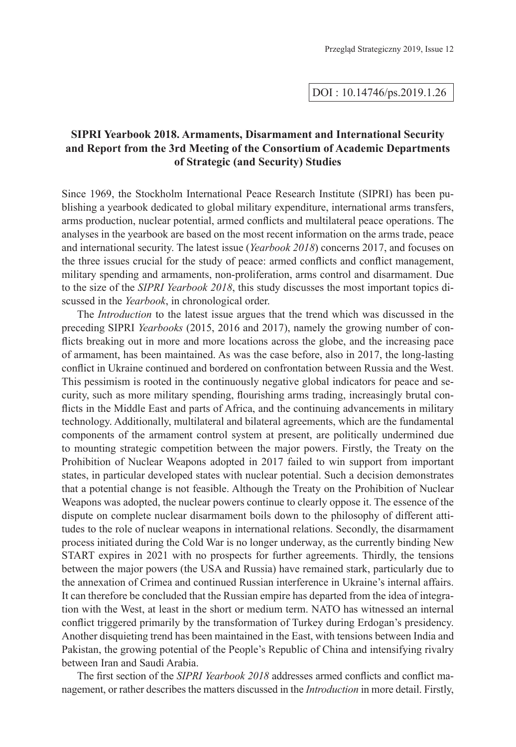DOI : 10.14746/ps.2019.1.26

# SIPRI Yearbook 2018. Armaments, Disarmament and International Security and Report from the 3rd Meeting of the Consortium of Academic Departments of Strategic (and Security) Studies

Since 1969, the Stockholm International Peace Research Institute (SIPRI) has been publishing a yearbook dedicated to global military expenditure, international arms transfers, arms production, nuclear potential, armed conflicts and multilateral peace operations. The analyses in the yearbook are based on the most recent information on the arms trade, peace and international security. The latest issue (*Yearbook 2018*) concerns 2017, and focuses on the three issues crucial for the study of peace: armed conflicts and conflict management, military spending and armaments, non-proliferation, arms control and disarmament. Due to the size of the *SIPRI Yearbook 2018*, this study discusses the most important topics discussed in the *Yearbook*, in chronological order.

The *Introduction* to the latest issue argues that the trend which was discussed in the preceding SIPRI *Yearbooks* (2015, 2016 and 2017), namely the growing number of conflicts breaking out in more and more locations across the globe, and the increasing pace of armament, has been maintained. As was the case before, also in 2017, the long-lasting conflict in Ukraine continued and bordered on confrontation between Russia and the West. This pessimism is rooted in the continuously negative global indicators for peace and security, such as more military spending, flourishing arms trading, increasingly brutal conflicts in the Middle East and parts of Africa, and the continuing advancements in military technology. Additionally, multilateral and bilateral agreements, which are the fundamental components of the armament control system at present, are politically undermined due to mounting strategic competition between the major powers. Firstly, the Treaty on the Prohibition of Nuclear Weapons adopted in 2017 failed to win support from important states, in particular developed states with nuclear potential. Such a decision demonstrates that a potential change is not feasible. Although the Treaty on the Prohibition of Nuclear Weapons was adopted, the nuclear powers continue to clearly oppose it. The essence of the dispute on complete nuclear disarmament boils down to the philosophy of different attitudes to the role of nuclear weapons in international relations. Secondly, the disarmament process initiated during the Cold War is no longer underway, as the currently binding New START expires in 2021 with no prospects for further agreements. Thirdly, the tensions between the major powers (the USA and Russia) have remained stark, particularly due to the annexation of Crimea and continued Russian interference in Ukraine's internal affairs. It can therefore be concluded that the Russian empire has departed from the idea of integration with the West, at least in the short or medium term. NATO has witnessed an internal conflict triggered primarily by the transformation of Turkey during Erdogan's presidency. Another disquieting trend has been maintained in the East, with tensions between India and Pakistan, the growing potential of the People's Republic of China and intensifying rivalry between Iran and Saudi Arabia.

The first section of the *SIPRI Yearbook 2018* addresses armed conflicts and conflict management, or rather describes the matters discussed in the *Introduction* in more detail. Firstly,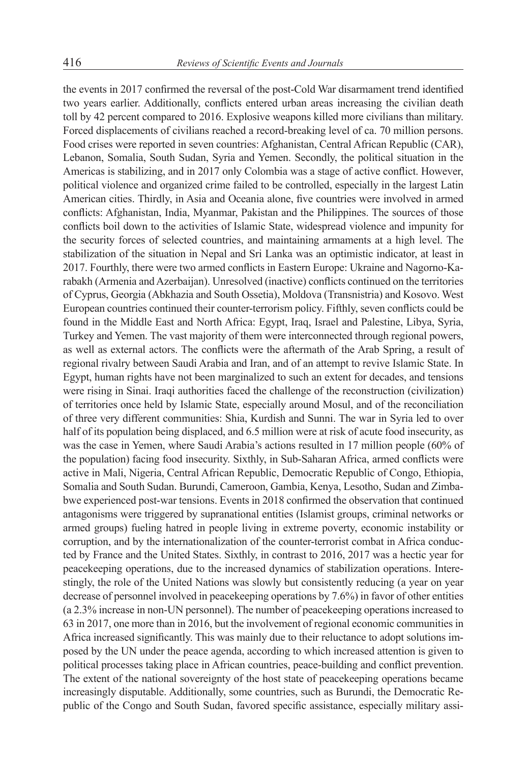the events in 2017 confirmed the reversal of the post-Cold War disarmament trend identified two years earlier. Additionally, conflicts entered urban areas increasing the civilian death toll by 42 percent compared to 2016. Explosive weapons killed more civilians than military. Forced displacements of civilians reached a record-breaking level of ca. 70 million persons. Food crises were reported in seven countries: Afghanistan, Central African Republic (CAR), Lebanon, Somalia, South Sudan, Syria and Yemen. Secondly, the political situation in the Americas is stabilizing, and in 2017 only Colombia was a stage of active conflict. However, political violence and organized crime failed to be controlled, especially in the largest Latin American cities. Thirdly, in Asia and Oceania alone, five countries were involved in armed conflicts: Afghanistan, India, Myanmar, Pakistan and the Philippines. The sources of those conflicts boil down to the activities of Islamic State, widespread violence and impunity for the security forces of selected countries, and maintaining armaments at a high level. The stabilization of the situation in Nepal and Sri Lanka was an optimistic indicator, at least in 2017. Fourthly, there were two armed conflicts in Eastern Europe: Ukraine and Nagorno-Karabakh (Armenia and Azerbaijan). Unresolved (inactive) conflicts continued on the territories of Cyprus, Georgia (Abkhazia and South Ossetia), Moldova (Transnistria) and Kosovo. West European countries continued their counter-terrorism policy. Fifthly, seven conflicts could be found in the Middle East and North Africa: Egypt, Iraq, Israel and Palestine, Libya, Syria, Turkey and Yemen. The vast majority of them were interconnected through regional powers, as well as external actors. The conflicts were the aftermath of the Arab Spring, a result of regional rivalry between Saudi Arabia and Iran, and of an attempt to revive Islamic State. In Egypt, human rights have not been marginalized to such an extent for decades, and tensions were rising in Sinai. Iraqi authorities faced the challenge of the reconstruction (civilization) of territories once held by Islamic State, especially around Mosul, and of the reconciliation of three very different communities: Shia, Kurdish and Sunni. The war in Syria led to over half of its population being displaced, and 6.5 million were at risk of acute food insecurity, as was the case in Yemen, where Saudi Arabia's actions resulted in 17 million people (60% of the population) facing food insecurity. Sixthly, in Sub-Saharan Africa, armed conflicts were active in Mali, Nigeria, Central African Republic, Democratic Republic of Congo, Ethiopia, Somalia and South Sudan. Burundi, Cameroon, Gambia, Kenya, Lesotho, Sudan and Zimbabwe experienced post-war tensions. Events in 2018 confirmed the observation that continued antagonisms were triggered by supranational entities (Islamist groups, criminal networks or armed groups) fueling hatred in people living in extreme poverty, economic instability or corruption, and by the internationalization of the counter-terrorist combat in Africa conducted by France and the United States. Sixthly, in contrast to 2016, 2017 was a hectic year for peacekeeping operations, due to the increased dynamics of stabilization operations. Interestingly, the role of the United Nations was slowly but consistently reducing (a year on year decrease of personnel involved in peacekeeping operations by 7.6%) in favor of other entities (a 2.3% increase in non-UN personnel). The number of peacekeeping operations increased to 63 in 2017, one more than in 2016, but the involvement of regional economic communities in Africa increased significantly. This was mainly due to their reluctance to adopt solutions imposed by the UN under the peace agenda, according to which increased attention is given to political processes taking place in African countries, peace-building and conflict prevention. The extent of the national sovereignty of the host state of peacekeeping operations became increasingly disputable. Additionally, some countries, such as Burundi, the Democratic Republic of the Congo and South Sudan, favored specific assistance, especially military assi-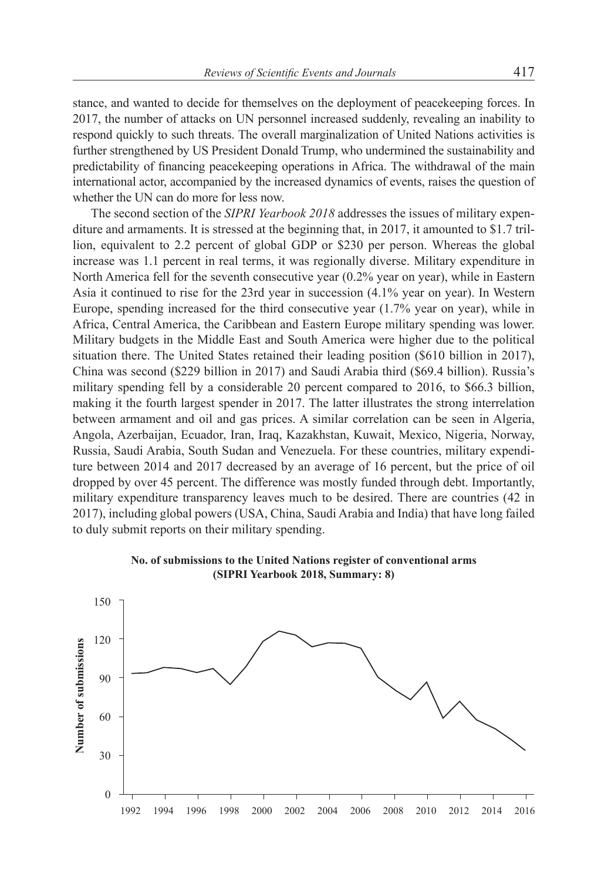stance, and wanted to decide for themselves on the deployment of peacekeeping forces. In 2017, the number of attacks on UN personnel increased suddenly, revealing an inability to respond quickly to such threats. The overall marginalization of United Nations activities is further strengthened by US President Donald Trump, who undermined the sustainability and predictability of financing peacekeeping operations in Africa. The withdrawal of the main international actor, accompanied by the increased dynamics of events, raises the question of whether the UN can do more for less now.

The second section of the *SIPRI Yearbook 2018* addresses the issues of military expenditure and armaments. It is stressed at the beginning that, in 2017, it amounted to $1.7 trillion, equivalent to 2.2 percent of global GDP or $230 per person. Whereas the global increase was 1.1 percent in real terms, it was regionally diverse. Military expenditure in North America fell for the seventh consecutive year (0.2% year on year), while in Eastern Asia it continued to rise for the 23rd year in succession (4.1% year on year). In Western Europe, spending increased for the third consecutive year (1.7% year on year), while in Africa, Central America, the Caribbean and Eastern Europe military spending was lower. Military budgets in the Middle East and South America were higher due to the political situation there. The United States retained their leading position ($610 billion in 2017), China was second ($229 billion in 2017) and Saudi Arabia third ($69.4 billion). Russia's military spending fell by a considerable 20 percent compared to 2016, to $66.3 billion, making it the fourth largest spender in 2017. The latter illustrates the strong interrelation between armament and oil and gas prices. A similar correlation can be seen in Algeria, Angola, Azerbaijan, Ecuador, Iran, Iraq, Kazakhstan, Kuwait, Mexico, Nigeria, Norway, Russia, Saudi Arabia, South Sudan and Venezuela. For these countries, military expenditure between 2014 and 2017 decreased by an average of 16 percent, but the price of oil dropped by over 45 percent. The difference was mostly funded through debt. Importantly, military expenditure transparency leaves much to be desired. There are countries (42 in 2017), including global powers (USA, China, Saudi Arabia and India) that have long failed to duly submit reports on their military spending.

**No. of submissions to the United Nations register of conventional arms (SIPRI Yearbook 2018, Summary: 8)**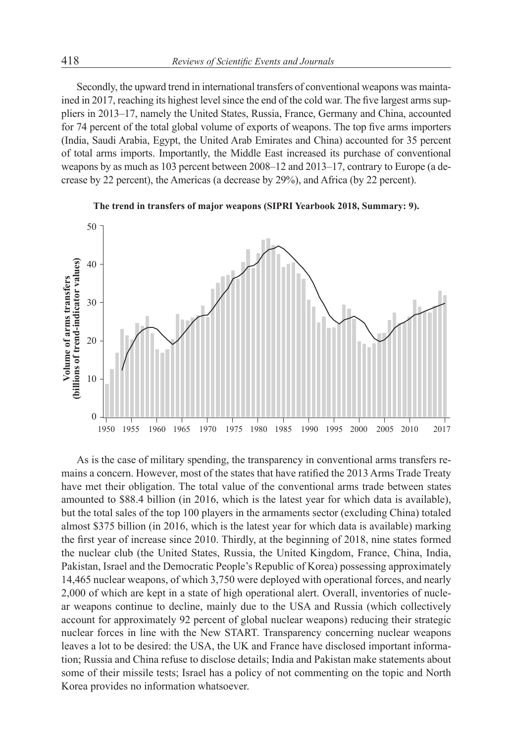Secondly, the upward trend in international transfers of conventional weapons was maintained in 2017, reaching its highest level since the end of the cold war. The five largest arms suppliers in 2013–17, namely the United States, Russia, France, Germany and China, accounted for 74 percent of the total global volume of exports of weapons. The top five arms importers (India, Saudi Arabia, Egypt, the United Arab Emirates and China) accounted for 35 percent of total arms imports. Importantly, the Middle East increased its purchase of conventional weapons by as much as 103 percent between 2008–12 and 2013–17, contrary to Europe (a decrease by 22 percent), the Americas (a decrease by 29%), and Africa (by 22 percent).

**The trend in transfers of major weapons (SIPRI Yearbook 2018, Summary: 9).**

As is the case of military spending, the transparency in conventional arms transfers remains a concern. However, most of the states that have ratified the 2013 Arms Trade Treaty have met their obligation. The total value of the conventional arms trade between states amounted to \$88.4 billion (in 2016, which is the latest year for which data is available), but the total sales of the top 100 players in the armaments sector (excluding China) totaled almost \$375 billion (in 2016, which is the latest year for which data is available) marking the first year of increase since 2010. Thirdly, at the beginning of 2018, nine states formed the nuclear club (the United States, Russia, the United Kingdom, France, China, India, Pakistan, Israel and the Democratic People's Republic of Korea) possessing approximately 14,465 nuclear weapons, of which 3,750 were deployed with operational forces, and nearly 2,000 of which are kept in a state of high operational alert. Overall, inventories of nuclear weapons continue to decline, mainly due to the USA and Russia (which collectively account for approximately 92 percent of global nuclear weapons) reducing their strategic nuclear forces in line with the New START. Transparency concerning nuclear weapons leaves a lot to be desired: the USA, the UK and France have disclosed important information; Russia and China refuse to disclose details; India and Pakistan make statements about some of their missile tests; Israel has a policy of not commenting on the topic and North Korea provides no information whatsoever.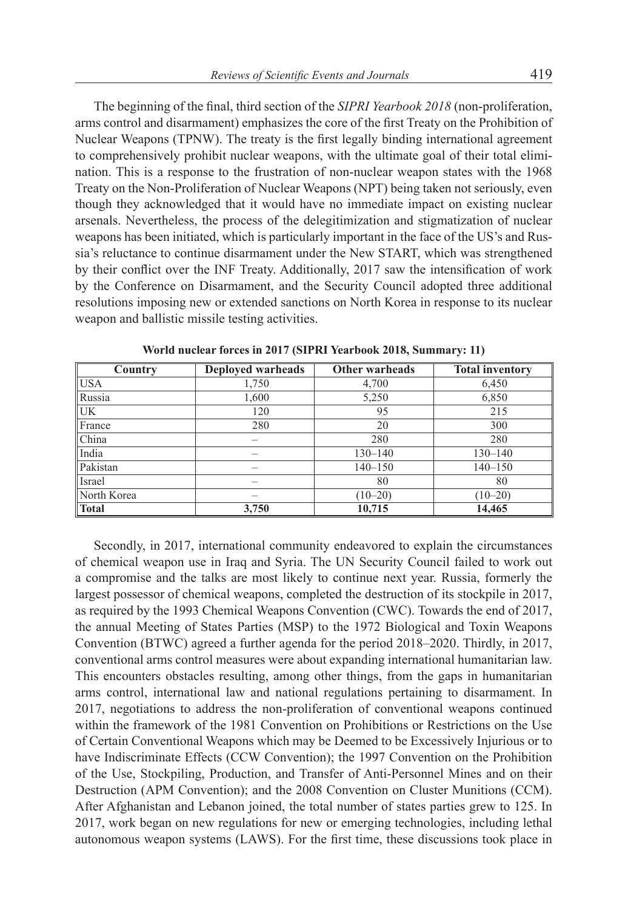The beginning of the final, third section of the *SIPRI Yearbook 2018* (non-proliferation, arms control and disarmament) emphasizes the core of the first Treaty on the Prohibition of Nuclear Weapons (TPNW). The treaty is the first legally binding international agreement to comprehensively prohibit nuclear weapons, with the ultimate goal of their total elimination. This is a response to the frustration of non-nuclear weapon states with the 1968 Treaty on the Non-Proliferation of Nuclear Weapons (NPT) being taken not seriously, even though they acknowledged that it would have no immediate impact on existing nuclear arsenals. Nevertheless, the process of the delegitimization and stigmatization of nuclear weapons has been initiated, which is particularly important in the face of the US's and Russia's reluctance to continue disarmament under the New START, which was strengthened by their conflict over the INF Treaty. Additionally, 2017 saw the intensification of work by the Conference on Disarmament, and the Security Council adopted three additional resolutions imposing new or extended sanctions on North Korea in response to its nuclear weapon and ballistic missile testing activities.

**World nuclear forces in 2017 (SIPRI Yearbook 2018, Summary: 11)**

| Country | Deployed warheads | Other warheads | Total inventory |
|---|---|---|---|
| USA | 1,750 | 4,700 | 6,450 |
| Russia | 1,600 | 5,250 | 6,850 |
| UK | 120 | 95 | 215 |
| France | 280 | 20 | 300 |
| China | – | 280 | 280 |
| India | – | 130–140 | 130–140 |
| Pakistan | – | 140–150 | 140–150 |
| Israel | – | 80 | 80 |
| North Korea | – | (10–20) | (10–20) |
| **Total** | **3,750** | **10,715** | **14,465** |

Secondly, in 2017, international community endeavored to explain the circumstances of chemical weapon use in Iraq and Syria. The UN Security Council failed to work out a compromise and the talks are most likely to continue next year. Russia, formerly the largest possessor of chemical weapons, completed the destruction of its stockpile in 2017, as required by the 1993 Chemical Weapons Convention (CWC). Towards the end of 2017, the annual Meeting of States Parties (MSP) to the 1972 Biological and Toxin Weapons Convention (BTWC) agreed a further agenda for the period 2018–2020. Thirdly, in 2017, conventional arms control measures were about expanding international humanitarian law. This encounters obstacles resulting, among other things, from the gaps in humanitarian arms control, international law and national regulations pertaining to disarmament. In 2017, negotiations to address the non-proliferation of conventional weapons continued within the framework of the 1981 Convention on Prohibitions or Restrictions on the Use of Certain Conventional Weapons which may be Deemed to be Excessively Injurious or to have Indiscriminate Effects (CCW Convention); the 1997 Convention on the Prohibition of the Use, Stockpiling, Production, and Transfer of Anti-Personnel Mines and on their Destruction (APM Convention); and the 2008 Convention on Cluster Munitions (CCM). After Afghanistan and Lebanon joined, the total number of states parties grew to 125. In 2017, work began on new regulations for new or emerging technologies, including lethal autonomous weapon systems (LAWS). For the first time, these discussions took place in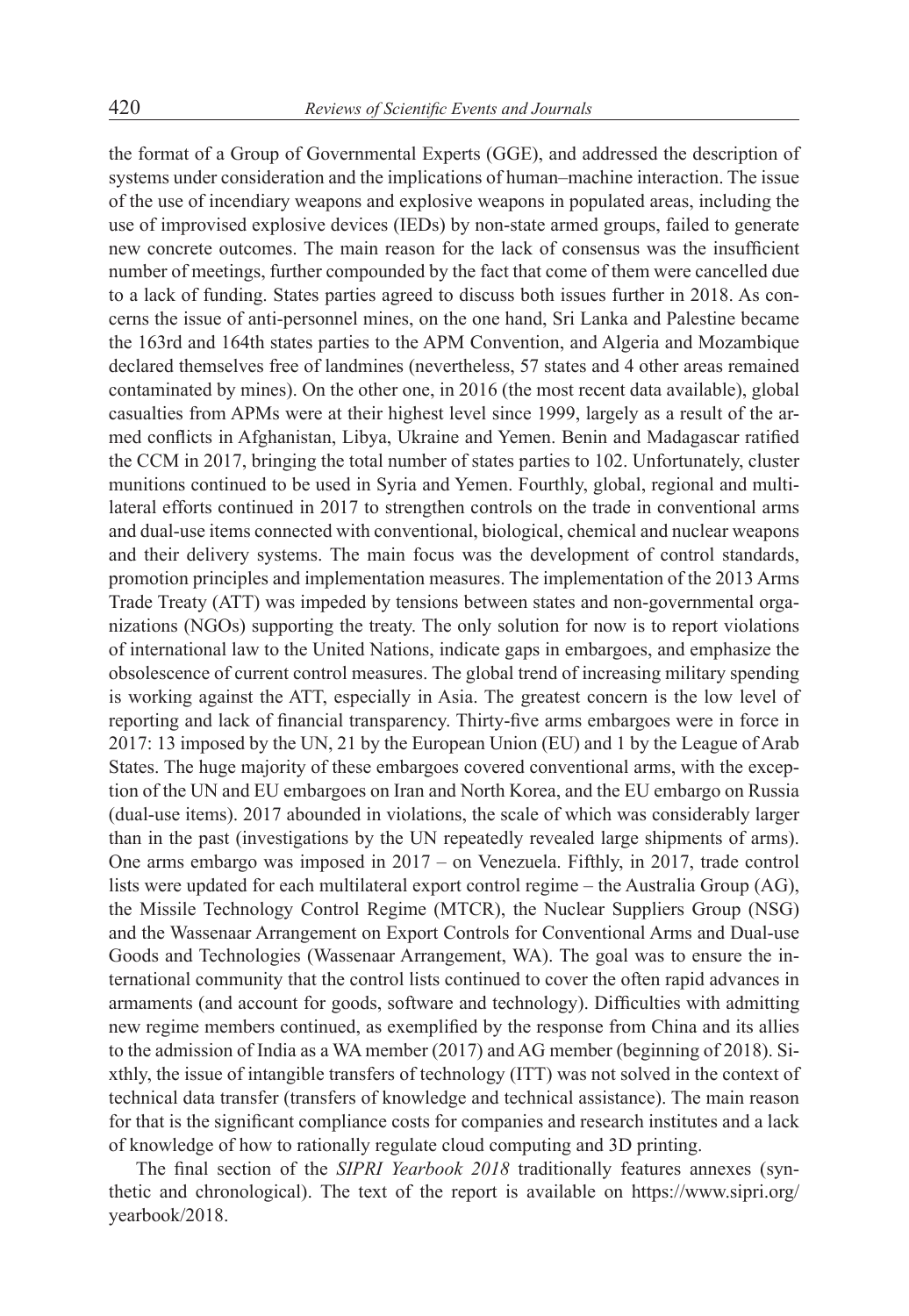the format of a Group of Governmental Experts (GGE), and addressed the description of systems under consideration and the implications of human–machine interaction. The issue of the use of incendiary weapons and explosive weapons in populated areas, including the use of improvised explosive devices (IEDs) by non-state armed groups, failed to generate new concrete outcomes. The main reason for the lack of consensus was the insufficient number of meetings, further compounded by the fact that come of them were cancelled due to a lack of funding. States parties agreed to discuss both issues further in 2018. As concerns the issue of anti-personnel mines, on the one hand, Sri Lanka and Palestine became the 163rd and 164th states parties to the APM Convention, and Algeria and Mozambique declared themselves free of landmines (nevertheless, 57 states and 4 other areas remained contaminated by mines). On the other one, in 2016 (the most recent data available), global casualties from APMs were at their highest level since 1999, largely as a result of the armed conflicts in Afghanistan, Libya, Ukraine and Yemen. Benin and Madagascar ratified the CCM in 2017, bringing the total number of states parties to 102. Unfortunately, cluster munitions continued to be used in Syria and Yemen. Fourthly, global, regional and multilateral efforts continued in 2017 to strengthen controls on the trade in conventional arms and dual-use items connected with conventional, biological, chemical and nuclear weapons and their delivery systems. The main focus was the development of control standards, promotion principles and implementation measures. The implementation of the 2013 Arms Trade Treaty (ATT) was impeded by tensions between states and non-governmental organizations (NGOs) supporting the treaty. The only solution for now is to report violations of international law to the United Nations, indicate gaps in embargoes, and emphasize the obsolescence of current control measures. The global trend of increasing military spending is working against the ATT, especially in Asia. The greatest concern is the low level of reporting and lack of financial transparency. Thirty-five arms embargoes were in force in 2017: 13 imposed by the UN, 21 by the European Union (EU) and 1 by the League of Arab States. The huge majority of these embargoes covered conventional arms, with the exception of the UN and EU embargoes on Iran and North Korea, and the EU embargo on Russia (dual-use items). 2017 abounded in violations, the scale of which was considerably larger than in the past (investigations by the UN repeatedly revealed large shipments of arms). One arms embargo was imposed in 2017 – on Venezuela. Fifthly, in 2017, trade control lists were updated for each multilateral export control regime – the Australia Group (AG), the Missile Technology Control Regime (MTCR), the Nuclear Suppliers Group (NSG) and the Wassenaar Arrangement on Export Controls for Conventional Arms and Dual-use Goods and Technologies (Wassenaar Arrangement, WA). The goal was to ensure the international community that the control lists continued to cover the often rapid advances in armaments (and account for goods, software and technology). Difficulties with admitting new regime members continued, as exemplified by the response from China and its allies to the admission of India as a WA member (2017) and AG member (beginning of 2018). Sixthly, the issue of intangible transfers of technology (ITT) was not solved in the context of technical data transfer (transfers of knowledge and technical assistance). The main reason for that is the significant compliance costs for companies and research institutes and a lack of knowledge of how to rationally regulate cloud computing and 3D printing.

The final section of the *SIPRI Yearbook 2018* traditionally features annexes (synthetic and chronological). The text of the report is available on https://www.sipri.org/yearbook/2018.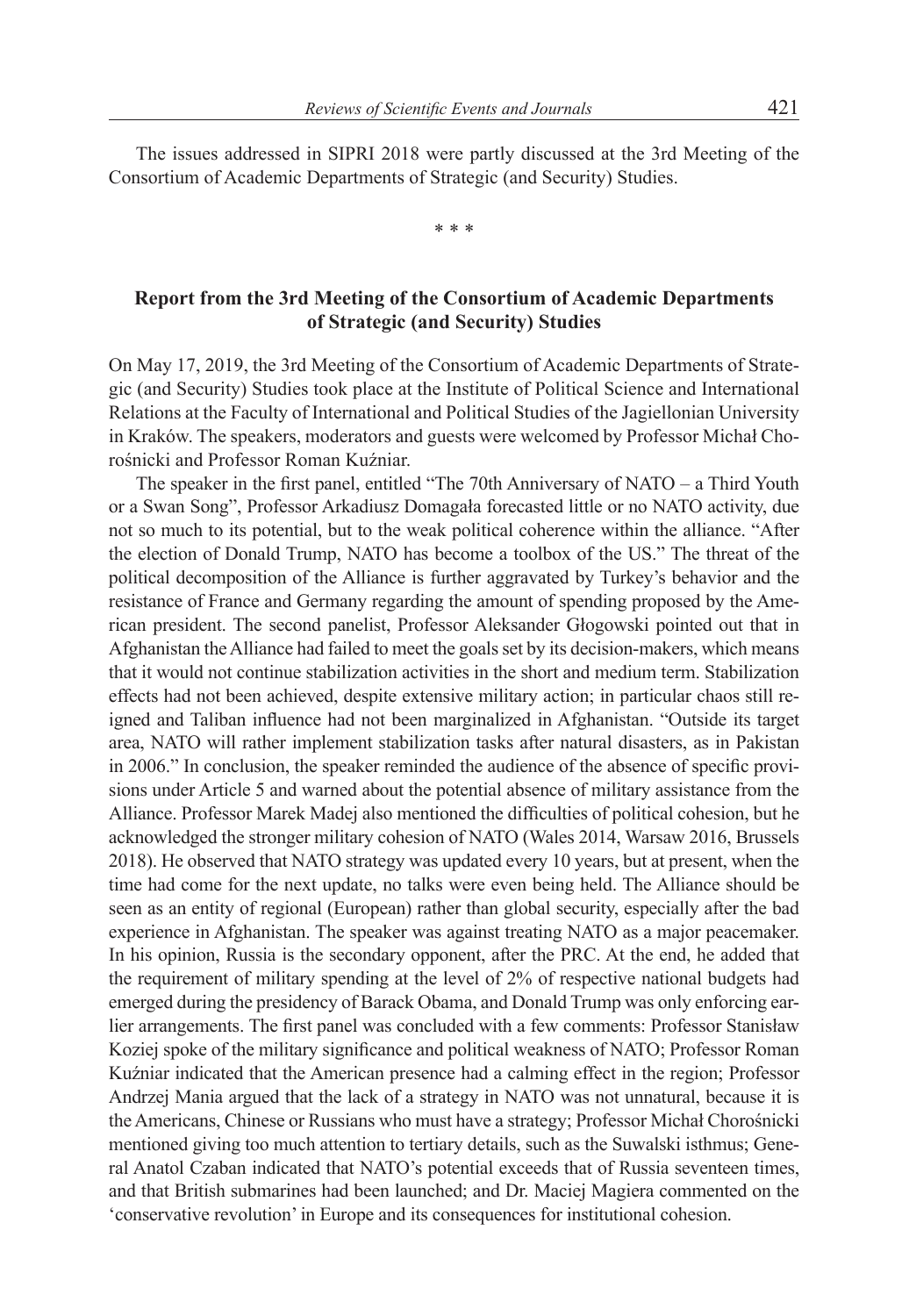The issues addressed in SIPRI 2018 were partly discussed at the 3rd Meeting of the Consortium of Academic Departments of Strategic (and Security) Studies.

\* \* \*

**Report from the 3rd Meeting of the Consortium of Academic Departments of Strategic (and Security) Studies**

On May 17, 2019, the 3rd Meeting of the Consortium of Academic Departments of Strategic (and Security) Studies took place at the Institute of Political Science and International Relations at the Faculty of International and Political Studies of the Jagiellonian University in Kraków. The speakers, moderators and guests were welcomed by Professor Michał Chorośnicki and Professor Roman Kuźniar.

The speaker in the first panel, entitled "The 70th Anniversary of NATO – a Third Youth or a Swan Song", Professor Arkadiusz Domagała forecasted little or no NATO activity, due not so much to its potential, but to the weak political coherence within the alliance. "After the election of Donald Trump, NATO has become a toolbox of the US." The threat of the political decomposition of the Alliance is further aggravated by Turkey's behavior and the resistance of France and Germany regarding the amount of spending proposed by the American president. The second panelist, Professor Aleksander Głogowski pointed out that in Afghanistan the Alliance had failed to meet the goals set by its decision-makers, which means that it would not continue stabilization activities in the short and medium term. Stabilization effects had not been achieved, despite extensive military action; in particular chaos still reigned and Taliban influence had not been marginalized in Afghanistan. "Outside its target area, NATO will rather implement stabilization tasks after natural disasters, as in Pakistan in 2006." In conclusion, the speaker reminded the audience of the absence of specific provisions under Article 5 and warned about the potential absence of military assistance from the Alliance. Professor Marek Madej also mentioned the difficulties of political cohesion, but he acknowledged the stronger military cohesion of NATO (Wales 2014, Warsaw 2016, Brussels 2018). He observed that NATO strategy was updated every 10 years, but at present, when the time had come for the next update, no talks were even being held. The Alliance should be seen as an entity of regional (European) rather than global security, especially after the bad experience in Afghanistan. The speaker was against treating NATO as a major peacemaker. In his opinion, Russia is the secondary opponent, after the PRC. At the end, he added that the requirement of military spending at the level of 2% of respective national budgets had emerged during the presidency of Barack Obama, and Donald Trump was only enforcing earlier arrangements. The first panel was concluded with a few comments: Professor Stanisław Koziej spoke of the military significance and political weakness of NATO; Professor Roman Kuźniar indicated that the American presence had a calming effect in the region; Professor Andrzej Mania argued that the lack of a strategy in NATO was not unnatural, because it is the Americans, Chinese or Russians who must have a strategy; Professor Michał Chorośnicki mentioned giving too much attention to tertiary details, such as the Suwalski isthmus; General Anatol Czaban indicated that NATO's potential exceeds that of Russia seventeen times, and that British submarines had been launched; and Dr. Maciej Magiera commented on the 'conservative revolution' in Europe and its consequences for institutional cohesion.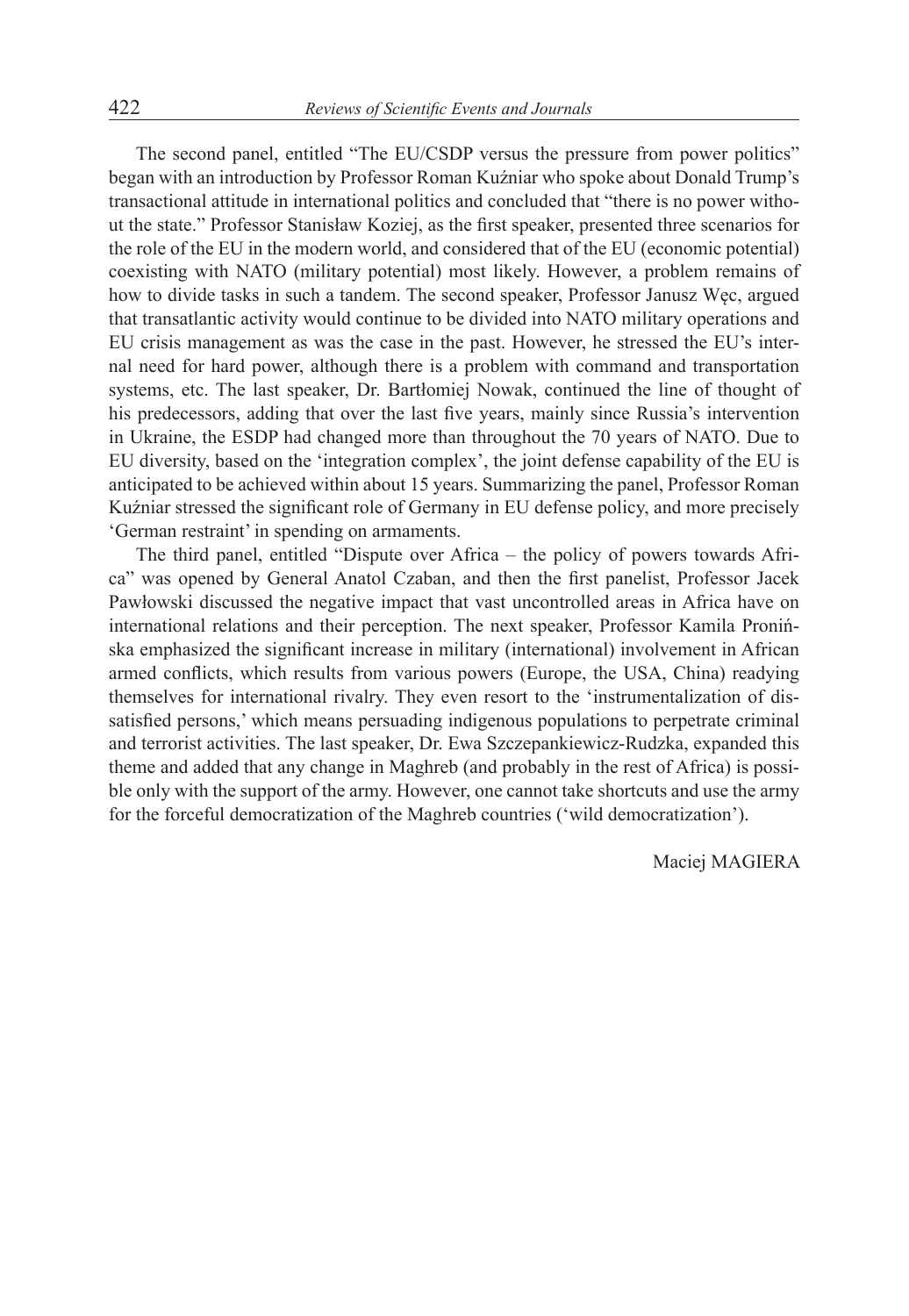The second panel, entitled "The EU/CSDP versus the pressure from power politics" began with an introduction by Professor Roman Kuźniar who spoke about Donald Trump's transactional attitude in international politics and concluded that "there is no power without the state." Professor Stanisław Koziej, as the first speaker, presented three scenarios for the role of the EU in the modern world, and considered that of the EU (economic potential) coexisting with NATO (military potential) most likely. However, a problem remains of how to divide tasks in such a tandem. The second speaker, Professor Janusz Węc, argued that transatlantic activity would continue to be divided into NATO military operations and EU crisis management as was the case in the past. However, he stressed the EU's internal need for hard power, although there is a problem with command and transportation systems, etc. The last speaker, Dr. Bartłomiej Nowak, continued the line of thought of his predecessors, adding that over the last five years, mainly since Russia's intervention in Ukraine, the ESDP had changed more than throughout the 70 years of NATO. Due to EU diversity, based on the 'integration complex', the joint defense capability of the EU is anticipated to be achieved within about 15 years. Summarizing the panel, Professor Roman Kuźniar stressed the significant role of Germany in EU defense policy, and more precisely 'German restraint' in spending on armaments.

The third panel, entitled "Dispute over Africa – the policy of powers towards Africa" was opened by General Anatol Czaban, and then the first panelist, Professor Jacek Pawłowski discussed the negative impact that vast uncontrolled areas in Africa have on international relations and their perception. The next speaker, Professor Kamila Pronińska emphasized the significant increase in military (international) involvement in African armed conflicts, which results from various powers (Europe, the USA, China) readying themselves for international rivalry. They even resort to the 'instrumentalization of dissatisfied persons,' which means persuading indigenous populations to perpetrate criminal and terrorist activities. The last speaker, Dr. Ewa Szczepankiewicz-Rudzka, expanded this theme and added that any change in Maghreb (and probably in the rest of Africa) is possible only with the support of the army. However, one cannot take shortcuts and use the army for the forceful democratization of the Maghreb countries ('wild democratization').

Maciej MAGIERA